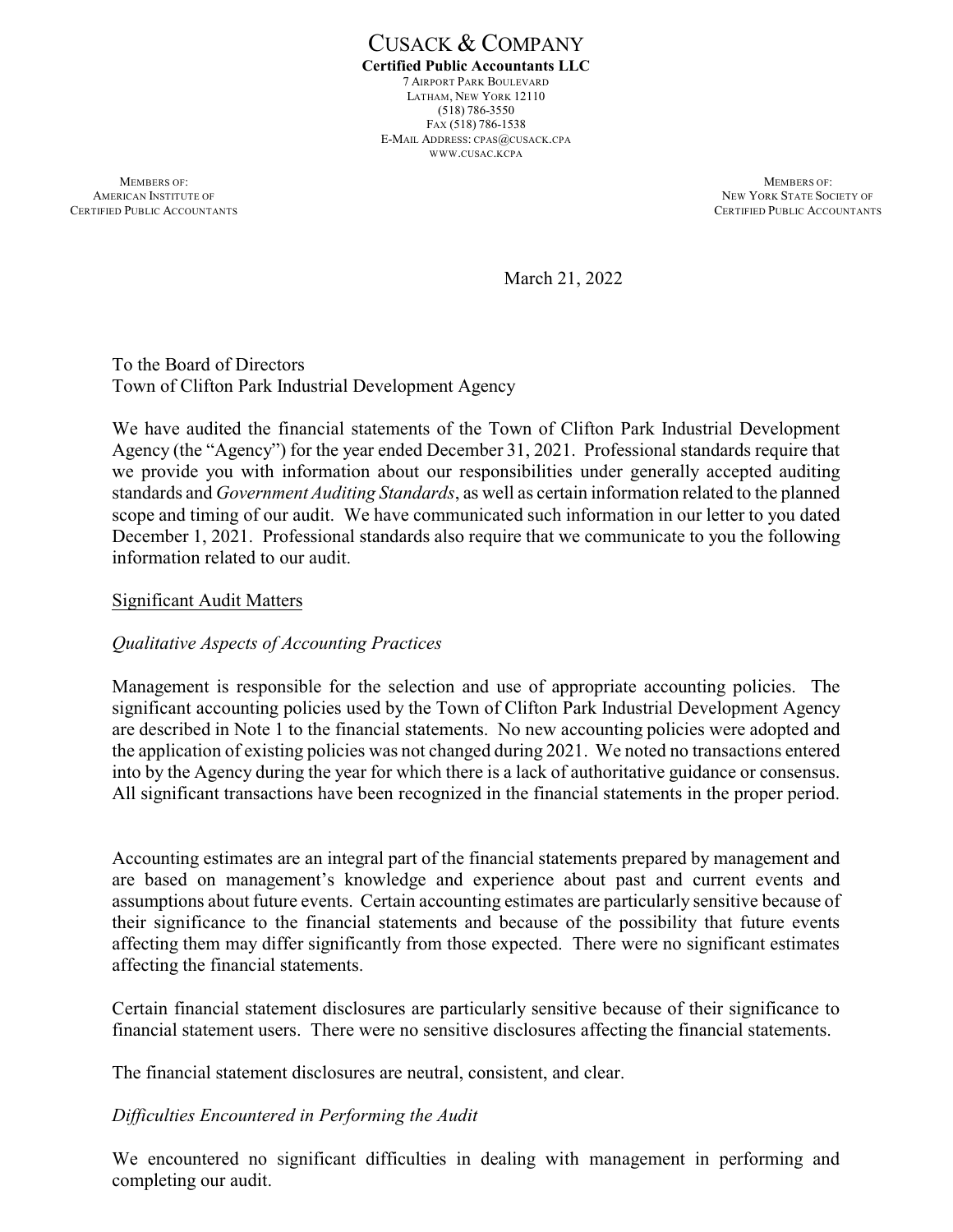# CUSACK & COMPANY

**Certified Public Accountants LLC**

7 AIRPORT PARK BOULEVARD
LATHAM, NEW YORK 12110
(518) 786-3550
FAX (518) 786-1538
E-MAIL ADDRESS: CPAS@CUSACK.CPA
WWW.CUSAC.KCPA

MEMBERS OF:
AMERICAN INSTITUTE OF
CERTIFIED PUBLIC ACCOUNTANTS

MEMBERS OF:
NEW YORK STATE SOCIETY OF
CERTIFIED PUBLIC ACCOUNTANTS

March 21, 2022

To the Board of Directors
Town of Clifton Park Industrial Development Agency

We have audited the financial statements of the Town of Clifton Park Industrial Development Agency (the "Agency") for the year ended December 31, 2021. Professional standards require that we provide you with information about our responsibilities under generally accepted auditing standards and *Government Auditing Standards*, as well as certain information related to the planned scope and timing of our audit. We have communicated such information in our letter to you dated December 1, 2021. Professional standards also require that we communicate to you the following information related to our audit.

## Significant Audit Matters

### *Qualitative Aspects of Accounting Practices*

Management is responsible for the selection and use of appropriate accounting policies. The significant accounting policies used by the Town of Clifton Park Industrial Development Agency are described in Note 1 to the financial statements. No new accounting policies were adopted and the application of existing policies was not changed during 2021. We noted no transactions entered into by the Agency during the year for which there is a lack of authoritative guidance or consensus. All significant transactions have been recognized in the financial statements in the proper period.

Accounting estimates are an integral part of the financial statements prepared by management and are based on management's knowledge and experience about past and current events and assumptions about future events. Certain accounting estimates are particularly sensitive because of their significance to the financial statements and because of the possibility that future events affecting them may differ significantly from those expected. There were no significant estimates affecting the financial statements.

Certain financial statement disclosures are particularly sensitive because of their significance to financial statement users. There were no sensitive disclosures affecting the financial statements.

The financial statement disclosures are neutral, consistent, and clear.

### *Difficulties Encountered in Performing the Audit*

We encountered no significant difficulties in dealing with management in performing and completing our audit.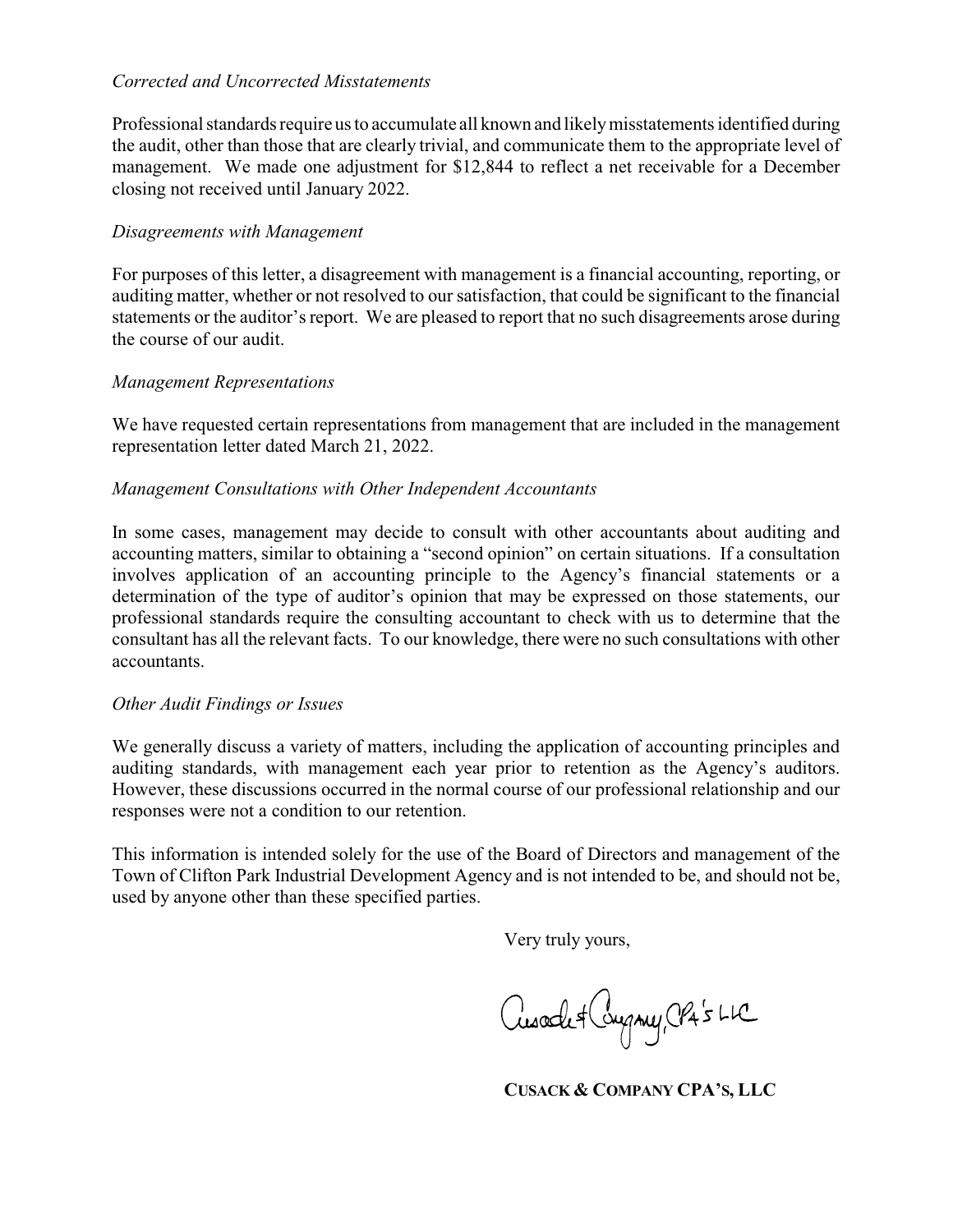*Corrected and Uncorrected Misstatements*

Professional standards require us to accumulate all known and likely misstatements identified during the audit, other than those that are clearly trivial, and communicate them to the appropriate level of management. We made one adjustment for $12,844 to reflect a net receivable for a December closing not received until January 2022.

*Disagreements with Management*

For purposes of this letter, a disagreement with management is a financial accounting, reporting, or auditing matter, whether or not resolved to our satisfaction, that could be significant to the financial statements or the auditor's report. We are pleased to report that no such disagreements arose during the course of our audit.

*Management Representations*

We have requested certain representations from management that are included in the management representation letter dated March 21, 2022.

*Management Consultations with Other Independent Accountants*

In some cases, management may decide to consult with other accountants about auditing and accounting matters, similar to obtaining a "second opinion" on certain situations. If a consultation involves application of an accounting principle to the Agency's financial statements or a determination of the type of auditor's opinion that may be expressed on those statements, our professional standards require the consulting accountant to check with us to determine that the consultant has all the relevant facts. To our knowledge, there were no such consultations with other accountants.

*Other Audit Findings or Issues*

We generally discuss a variety of matters, including the application of accounting principles and auditing standards, with management each year prior to retention as the Agency's auditors. However, these discussions occurred in the normal course of our professional relationship and our responses were not a condition to our retention.

This information is intended solely for the use of the Board of Directors and management of the Town of Clifton Park Industrial Development Agency and is not intended to be, and should not be, used by anyone other than these specified parties.

Very truly yours,

Cusack & Company, CPA's LLC

**CUSACK & COMPANY CPA'S, LLC**